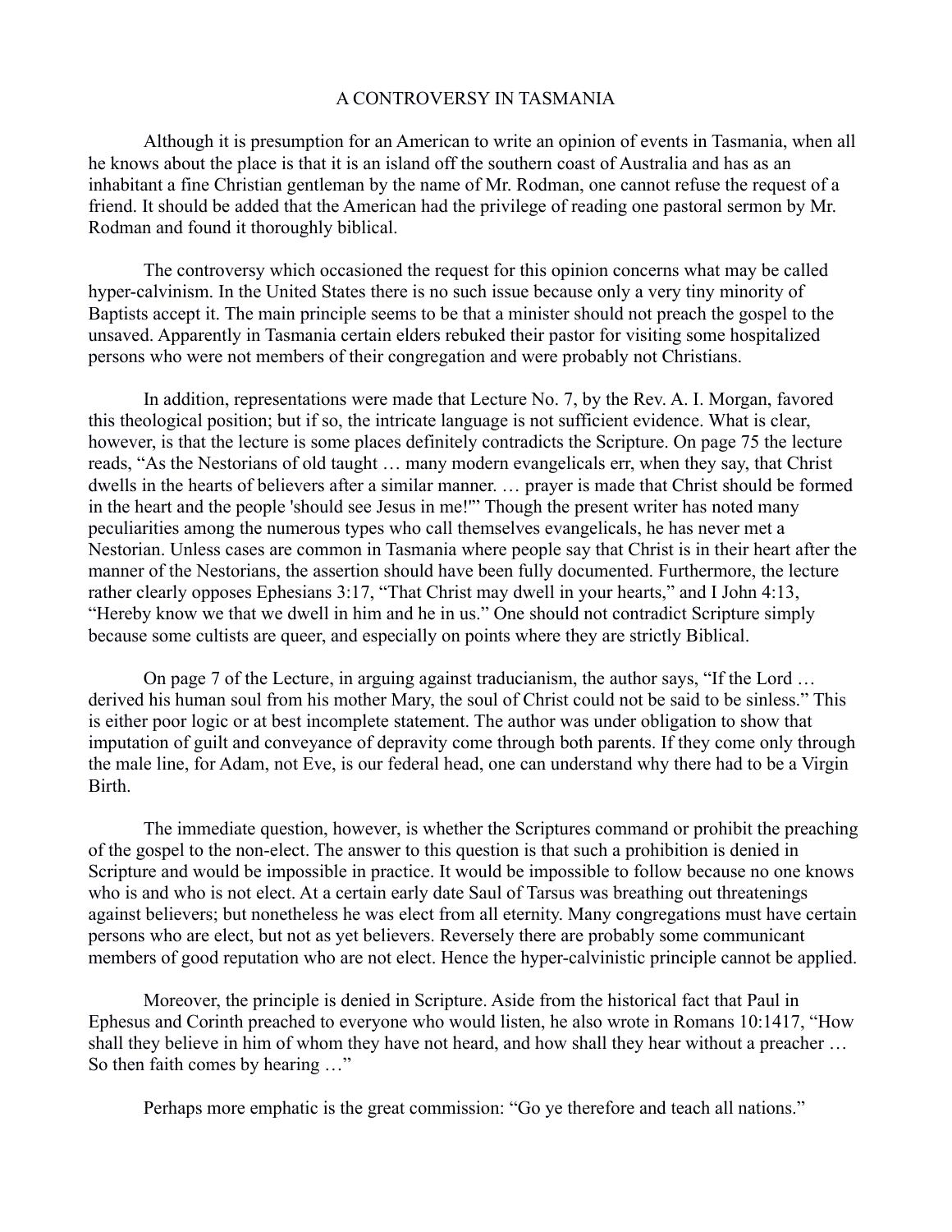# A CONTROVERSY IN TASMANIA

Although it is presumption for an American to write an opinion of events in Tasmania, when all he knows about the place is that it is an island off the southern coast of Australia and has as an inhabitant a fine Christian gentleman by the name of Mr. Rodman, one cannot refuse the request of a friend. It should be added that the American had the privilege of reading one pastoral sermon by Mr. Rodman and found it thoroughly biblical.

The controversy which occasioned the request for this opinion concerns what may be called hyper-calvinism. In the United States there is no such issue because only a very tiny minority of Baptists accept it. The main principle seems to be that a minister should not preach the gospel to the unsaved. Apparently in Tasmania certain elders rebuked their pastor for visiting some hospitalized persons who were not members of their congregation and were probably not Christians.

In addition, representations were made that Lecture No. 7, by the Rev. A. I. Morgan, favored this theological position; but if so, the intricate language is not sufficient evidence. What is clear, however, is that the lecture is some places definitely contradicts the Scripture. On page 75 the lecture reads, "As the Nestorians of old taught … many modern evangelicals err, when they say, that Christ dwells in the hearts of believers after a similar manner. … prayer is made that Christ should be formed in the heart and the people 'should see Jesus in me!'" Though the present writer has noted many peculiarities among the numerous types who call themselves evangelicals, he has never met a Nestorian. Unless cases are common in Tasmania where people say that Christ is in their heart after the manner of the Nestorians, the assertion should have been fully documented. Furthermore, the lecture rather clearly opposes Ephesians 3:17, "That Christ may dwell in your hearts," and I John 4:13, "Hereby know we that we dwell in him and he in us." One should not contradict Scripture simply because some cultists are queer, and especially on points where they are strictly Biblical.

On page 7 of the Lecture, in arguing against traducianism, the author says, "If the Lord … derived his human soul from his mother Mary, the soul of Christ could not be said to be sinless." This is either poor logic or at best incomplete statement. The author was under obligation to show that imputation of guilt and conveyance of depravity come through both parents. If they come only through the male line, for Adam, not Eve, is our federal head, one can understand why there had to be a Virgin Birth.

The immediate question, however, is whether the Scriptures command or prohibit the preaching of the gospel to the non-elect. The answer to this question is that such a prohibition is denied in Scripture and would be impossible in practice. It would be impossible to follow because no one knows who is and who is not elect. At a certain early date Saul of Tarsus was breathing out threatenings against believers; but nonetheless he was elect from all eternity. Many congregations must have certain persons who are elect, but not as yet believers. Reversely there are probably some communicant members of good reputation who are not elect. Hence the hyper-calvinistic principle cannot be applied.

Moreover, the principle is denied in Scripture. Aside from the historical fact that Paul in Ephesus and Corinth preached to everyone who would listen, he also wrote in Romans 10:1417, "How shall they believe in him of whom they have not heard, and how shall they hear without a preacher … So then faith comes by hearing …"

Perhaps more emphatic is the great commission: "Go ye therefore and teach all nations."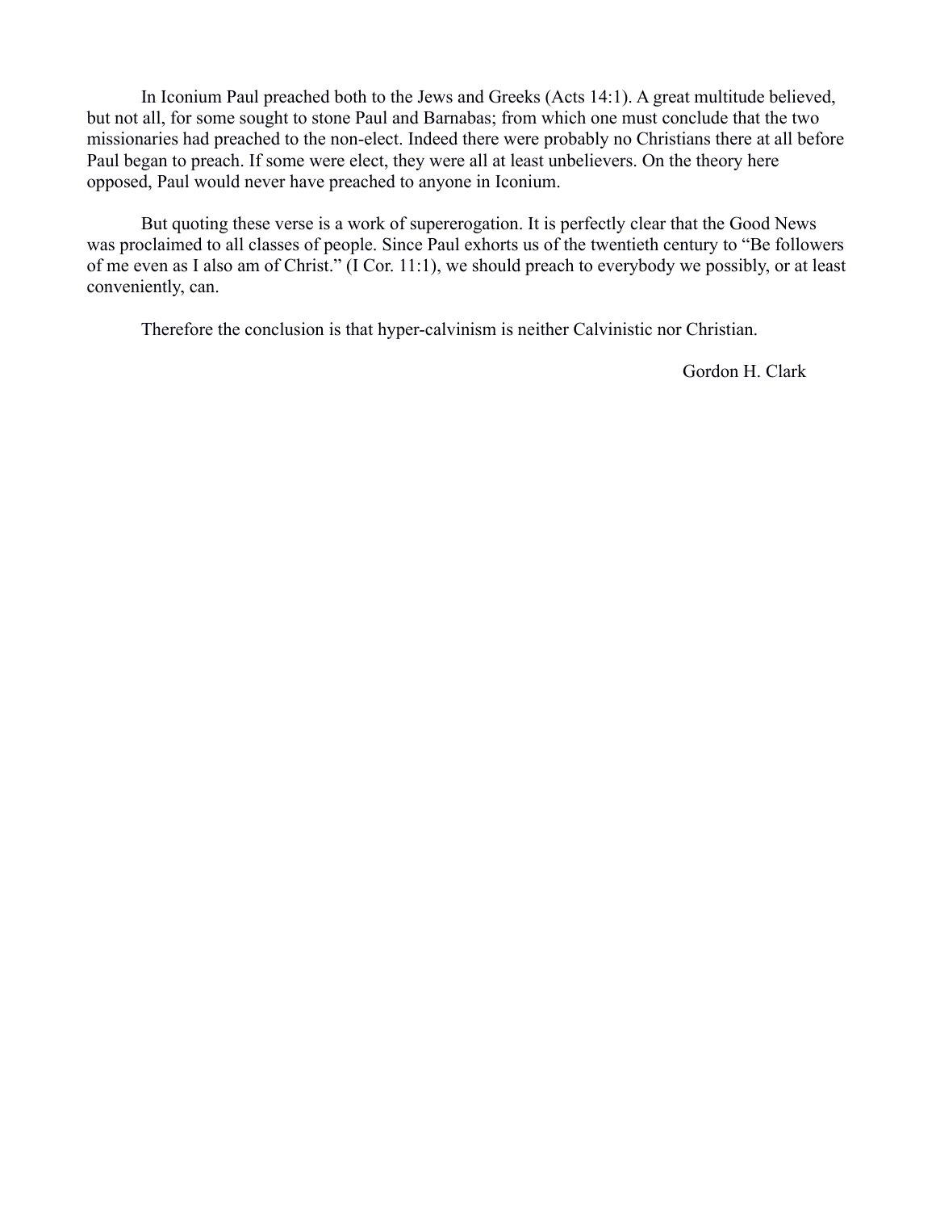In Iconium Paul preached both to the Jews and Greeks (Acts 14:1). A great multitude believed, but not all, for some sought to stone Paul and Barnabas; from which one must conclude that the two missionaries had preached to the non-elect. Indeed there were probably no Christians there at all before Paul began to preach. If some were elect, they were all at least unbelievers. On the theory here opposed, Paul would never have preached to anyone in Iconium.

But quoting these verse is a work of supererogation. It is perfectly clear that the Good News was proclaimed to all classes of people. Since Paul exhorts us of the twentieth century to "Be followers of me even as I also am of Christ." (I Cor. 11:1), we should preach to everybody we possibly, or at least conveniently, can.

Therefore the conclusion is that hyper-calvinism is neither Calvinistic nor Christian.

Gordon H. Clark